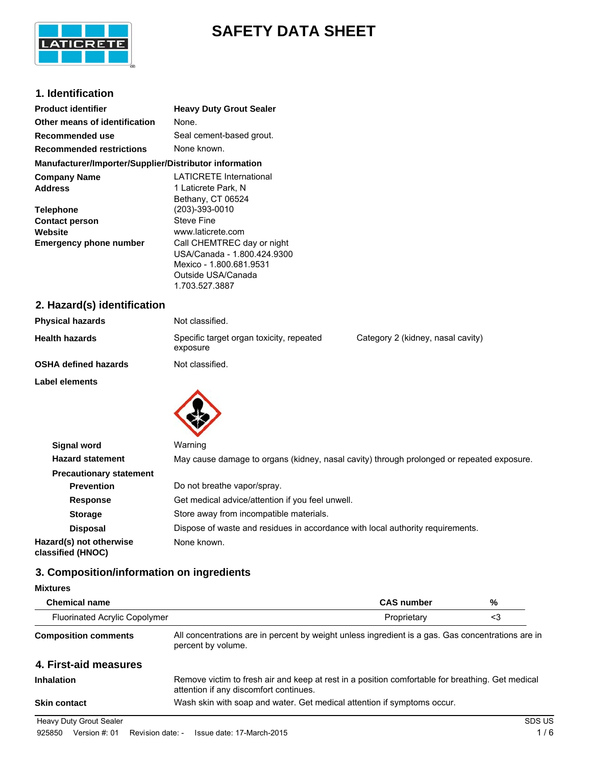# SAFETY DATA SHEET

## 1. Identification

| | |
|---|---|
| **Product identifier** | **Heavy Duty Grout Sealer** |
| **Other means of identification** | None. |
| **Recommended use** | Seal cement-based grout. |
| **Recommended restrictions** | None known. |

**Manufacturer/Importer/Supplier/Distributor information**

| | |
|---|---|
| **Company Name** | LATICRETE International |
| **Address** | 1 Laticrete Park, N<br>Bethany, CT 06524 |
| **Telephone** | (203)-393-0010 |
| **Contact person** | Steve Fine |
| **Website** | www.laticrete.com |
| **Emergency phone number** | Call CHEMTREC day or night<br>USA/Canada - 1.800.424.9300<br>Mexico - 1.800.681.9531<br>Outside USA/Canada<br>1.703.527.3887 |

## 2. Hazard(s) identification

| | | |
|---|---|---|
| **Physical hazards** | Not classified. | |
| **Health hazards** | Specific target organ toxicity, repeated exposure | Category 2 (kidney, nasal cavity) |
| **OSHA defined hazards** | Not classified. | |

**Label elements**

| | |
|---|---|
| **Signal word** | Warning |
| **Hazard statement** | May cause damage to organs (kidney, nasal cavity) through prolonged or repeated exposure. |
| **Precautionary statement** | |
| **Prevention** | Do not breathe vapor/spray. |
| **Response** | Get medical advice/attention if you feel unwell. |
| **Storage** | Store away from incompatible materials. |
| **Disposal** | Dispose of waste and residues in accordance with local authority requirements. |
| **Hazard(s) not otherwise classified (HNOC)** | None known. |

## 3. Composition/information on ingredients

**Mixtures**

| Chemical name | CAS number | % |
|---|---|---|
| Fluorinated Acrylic Copolymer | Proprietary | <3 |

**Composition comments** All concentrations are in percent by weight unless ingredient is a gas. Gas concentrations are in percent by volume.

## 4. First-aid measures

| | |
|---|---|
| **Inhalation** | Remove victim to fresh air and keep at rest in a position comfortable for breathing. Get medical attention if any discomfort continues. |
| **Skin contact** | Wash skin with soap and water. Get medical attention if symptoms occur. |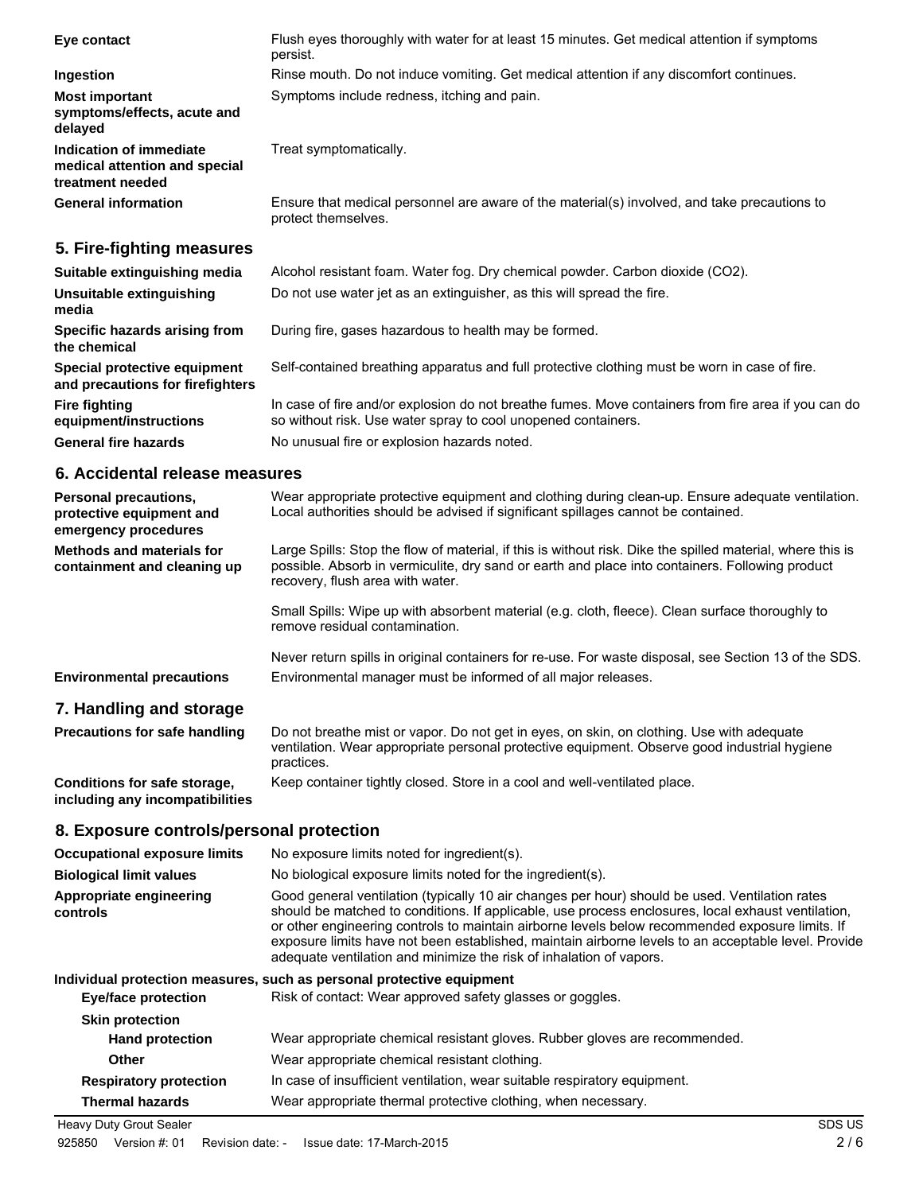**Eye contact** Flush eyes thoroughly with water for at least 15 minutes. Get medical attention if symptoms persist.

**Ingestion** Rinse mouth. Do not induce vomiting. Get medical attention if any discomfort continues.

**Most important symptoms/effects, acute and delayed** Symptoms include redness, itching and pain.

**Indication of immediate medical attention and special treatment needed** Treat symptomatically.

**General information** Ensure that medical personnel are aware of the material(s) involved, and take precautions to protect themselves.

## 5. Fire-fighting measures

**Suitable extinguishing media** Alcohol resistant foam. Water fog. Dry chemical powder. Carbon dioxide ($CO_2$).

**Unsuitable extinguishing media** Do not use water jet as an extinguisher, as this will spread the fire.

**Specific hazards arising from the chemical** During fire, gases hazardous to health may be formed.

**Special protective equipment and precautions for firefighters** Self-contained breathing apparatus and full protective clothing must be worn in case of fire.

**Fire fighting equipment/instructions** In case of fire and/or explosion do not breathe fumes. Move containers from fire area if you can do so without risk. Use water spray to cool unopened containers.

**General fire hazards** No unusual fire or explosion hazards noted.

## 6. Accidental release measures

**Personal precautions, protective equipment and emergency procedures** Wear appropriate protective equipment and clothing during clean-up. Ensure adequate ventilation. Local authorities should be advised if significant spillages cannot be contained.

**Methods and materials for containment and cleaning up** Large Spills: Stop the flow of material, if this is without risk. Dike the spilled material, where this is possible. Absorb in vermiculite, dry sand or earth and place into containers. Following product recovery, flush area with water.

Small Spills: Wipe up with absorbent material (e.g. cloth, fleece). Clean surface thoroughly to remove residual contamination.

Never return spills in original containers for re-use. For waste disposal, see Section 13 of the SDS.

**Environmental precautions** Environmental manager must be informed of all major releases.

## 7. Handling and storage

**Precautions for safe handling** Do not breathe mist or vapor. Do not get in eyes, on skin, on clothing. Use with adequate ventilation. Wear appropriate personal protective equipment. Observe good industrial hygiene practices.

**Conditions for safe storage, including any incompatibilities** Keep container tightly closed. Store in a cool and well-ventilated place.

## 8. Exposure controls/personal protection

**Occupational exposure limits** No exposure limits noted for ingredient(s).

**Biological limit values** No biological exposure limits noted for the ingredient(s).

**Appropriate engineering controls** Good general ventilation (typically 10 air changes per hour) should be used. Ventilation rates should be matched to conditions. If applicable, use process enclosures, local exhaust ventilation, or other engineering controls to maintain airborne levels below recommended exposure limits. If exposure limits have not been established, maintain airborne levels to an acceptable level. Provide adequate ventilation and minimize the risk of inhalation of vapors.

**Individual protection measures, such as personal protective equipment**

**Eye/face protection** Risk of contact: Wear approved safety glasses or goggles.

**Skin protection**

**Hand protection** Wear appropriate chemical resistant gloves. Rubber gloves are recommended.

**Other** Wear appropriate chemical resistant clothing.

**Respiratory protection** In case of insufficient ventilation, wear suitable respiratory equipment.

**Thermal hazards** Wear appropriate thermal protective clothing, when necessary.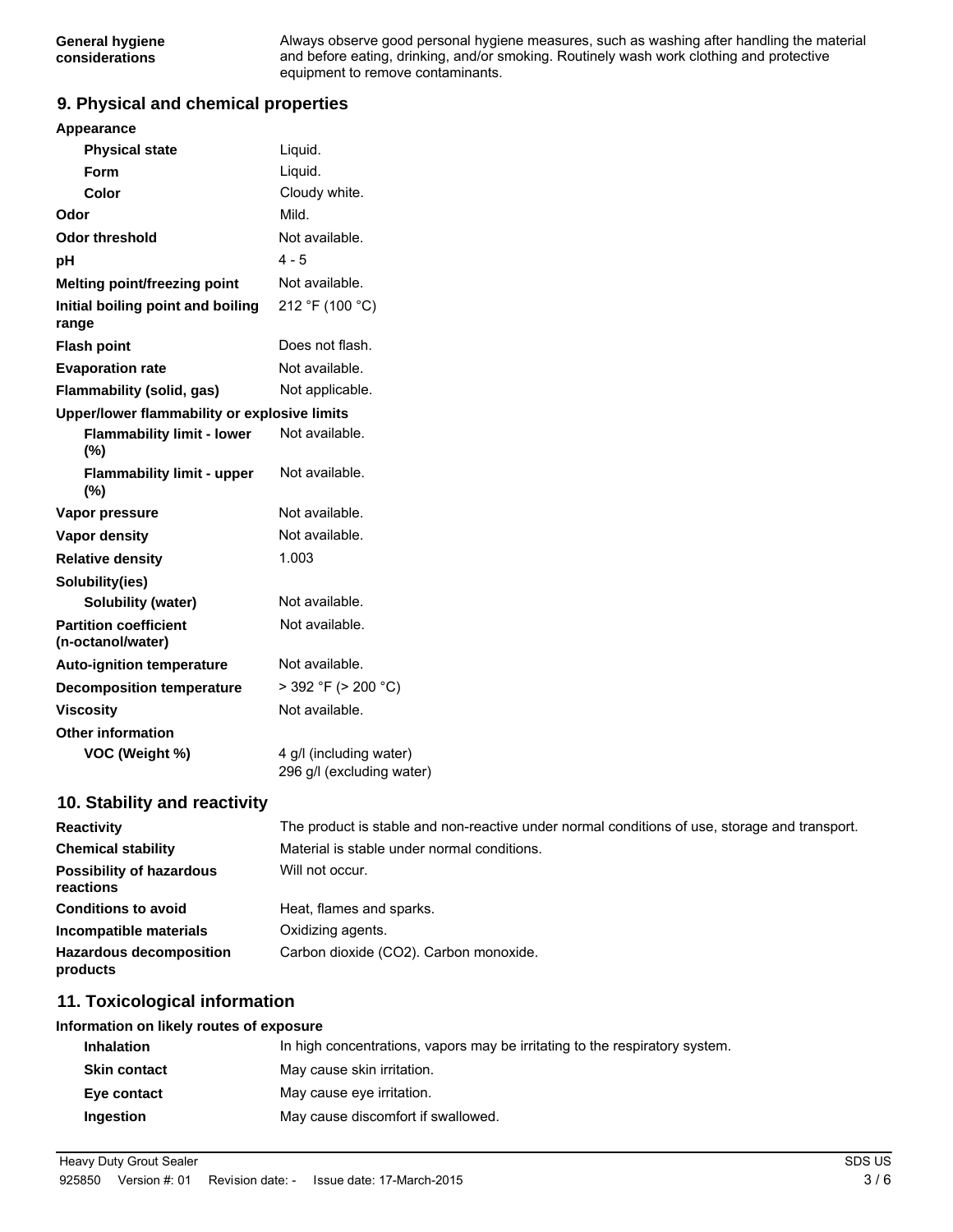| | |
|---|---|
| **General hygiene considerations** | Always observe good personal hygiene measures, such as washing after handling the material and before eating, drinking, and/or smoking. Routinely wash work clothing and protective equipment to remove contaminants. |

## 9. Physical and chemical properties

| | |
|---|---|
| **Appearance** | |
| **Physical state** | Liquid. |
| **Form** | Liquid. |
| **Color** | Cloudy white. |
| **Odor** | Mild. |
| **Odor threshold** | Not available. |
| **pH** | 4 - 5 |
| **Melting point/freezing point** | Not available. |
| **Initial boiling point and boiling range** | 212 °F (100 °C) |
| **Flash point** | Does not flash. |
| **Evaporation rate** | Not available. |
| **Flammability (solid, gas)** | Not applicable. |
| **Upper/lower flammability or explosive limits** | |
| **Flammability limit - lower (%)** | Not available. |
| **Flammability limit - upper (%)** | Not available. |
| **Vapor pressure** | Not available. |
| **Vapor density** | Not available. |
| **Relative density** | 1.003 |
| **Solubility(ies)** | |
| **Solubility (water)** | Not available. |
| **Partition coefficient (n-octanol/water)** | Not available. |
| **Auto-ignition temperature** | Not available. |
| **Decomposition temperature** | > 392 °F (> 200 °C) |
| **Viscosity** | Not available. |
| **Other information** | |
| **VOC (Weight %)** | 4 g/l (including water)<br>296 g/l (excluding water) |

## 10. Stability and reactivity

| | |
|---|---|
| **Reactivity** | The product is stable and non-reactive under normal conditions of use, storage and transport. |
| **Chemical stability** | Material is stable under normal conditions. |
| **Possibility of hazardous reactions** | Will not occur. |
| **Conditions to avoid** | Heat, flames and sparks. |
| **Incompatible materials** | Oxidizing agents. |
| **Hazardous decomposition products** | Carbon dioxide ($CO_2$). Carbon monoxide. |

## 11. Toxicological information

**Information on likely routes of exposure**

| | |
|---|---|
| **Inhalation** | In high concentrations, vapors may be irritating to the respiratory system. |
| **Skin contact** | May cause skin irritation. |
| **Eye contact** | May cause eye irritation. |
| **Ingestion** | May cause discomfort if swallowed. |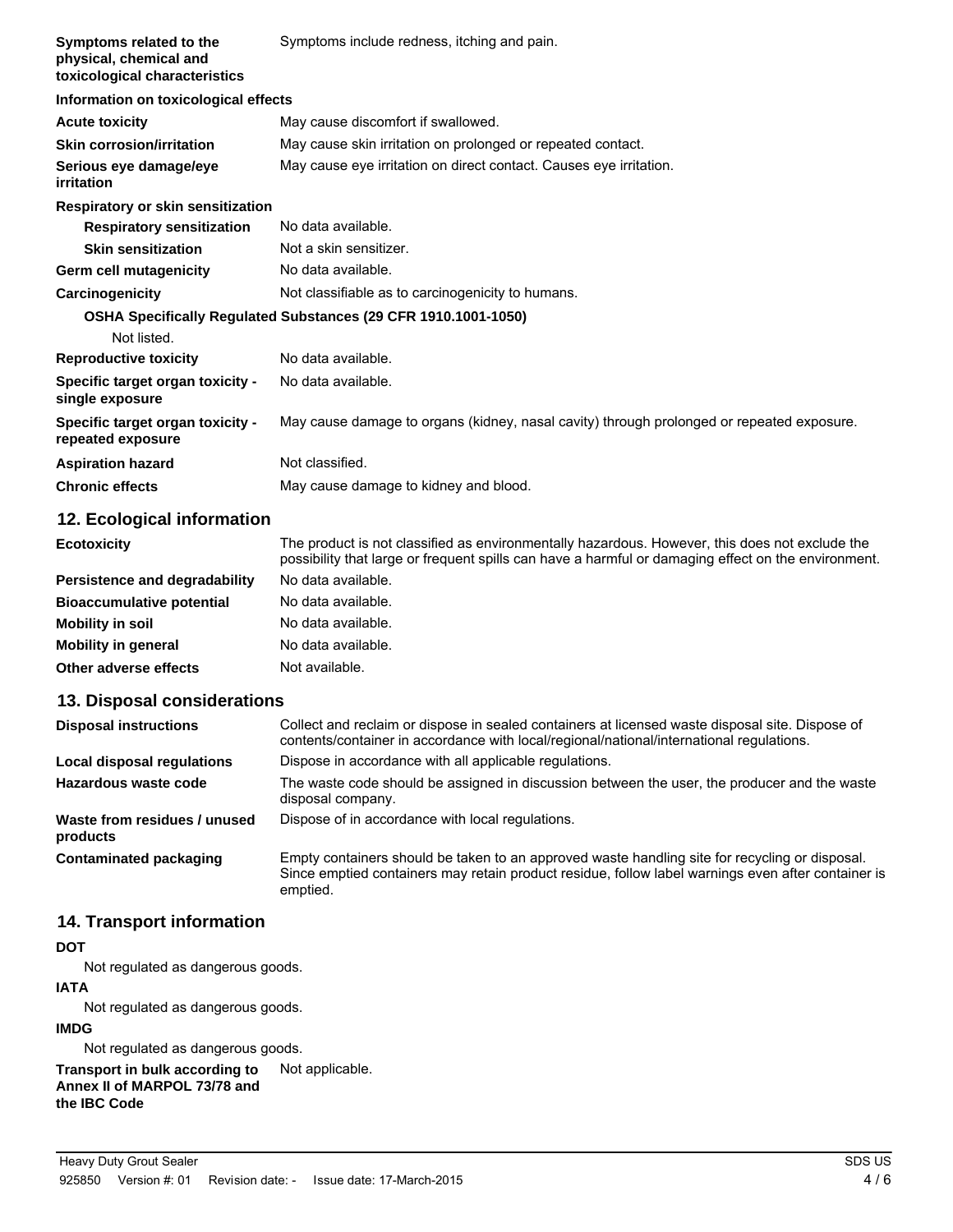| | |
|---|---|
| **Symptoms related to the physical, chemical and toxicological characteristics** | Symptoms include redness, itching and pain. |

**Information on toxicological effects**

| | |
|---|---|
| **Acute toxicity** | May cause discomfort if swallowed. |
| **Skin corrosion/irritation** | May cause skin irritation on prolonged or repeated contact. |
| **Serious eye damage/eye irritation** | May cause eye irritation on direct contact. Causes eye irritation. |

**Respiratory or skin sensitization**

| | |
|---|---|
| **Respiratory sensitization** | No data available. |
| **Skin sensitization** | Not a skin sensitizer. |
| **Germ cell mutagenicity** | No data available. |
| **Carcinogenicity** | Not classifiable as to carcinogenicity to humans. |

**OSHA Specifically Regulated Substances (29 CFR 1910.1001-1050)**

Not listed.

| | |
|---|---|
| **Reproductive toxicity** | No data available. |
| **Specific target organ toxicity - single exposure** | No data available. |
| **Specific target organ toxicity - repeated exposure** | May cause damage to organs (kidney, nasal cavity) through prolonged or repeated exposure. |
| **Aspiration hazard** | Not classified. |
| **Chronic effects** | May cause damage to kidney and blood. |

## 12. Ecological information

| | |
|---|---|
| **Ecotoxicity** | The product is not classified as environmentally hazardous. However, this does not exclude the possibility that large or frequent spills can have a harmful or damaging effect on the environment. |
| **Persistence and degradability** | No data available. |
| **Bioaccumulative potential** | No data available. |
| **Mobility in soil** | No data available. |
| **Mobility in general** | No data available. |
| **Other adverse effects** | Not available. |

## 13. Disposal considerations

| | |
|---|---|
| **Disposal instructions** | Collect and reclaim or dispose in sealed containers at licensed waste disposal site. Dispose of contents/container in accordance with local/regional/national/international regulations. |
| **Local disposal regulations** | Dispose in accordance with all applicable regulations. |
| **Hazardous waste code** | The waste code should be assigned in discussion between the user, the producer and the waste disposal company. |
| **Waste from residues / unused products** | Dispose of in accordance with local regulations. |
| **Contaminated packaging** | Empty containers should be taken to an approved waste handling site for recycling or disposal. Since emptied containers may retain product residue, follow label warnings even after container is emptied. |

## 14. Transport information

**DOT**

Not regulated as dangerous goods.

**IATA**

Not regulated as dangerous goods.

**IMDG**

Not regulated as dangerous goods.

| | |
|---|---|
| **Transport in bulk according to Annex II of MARPOL 73/78 and the IBC Code** | Not applicable. |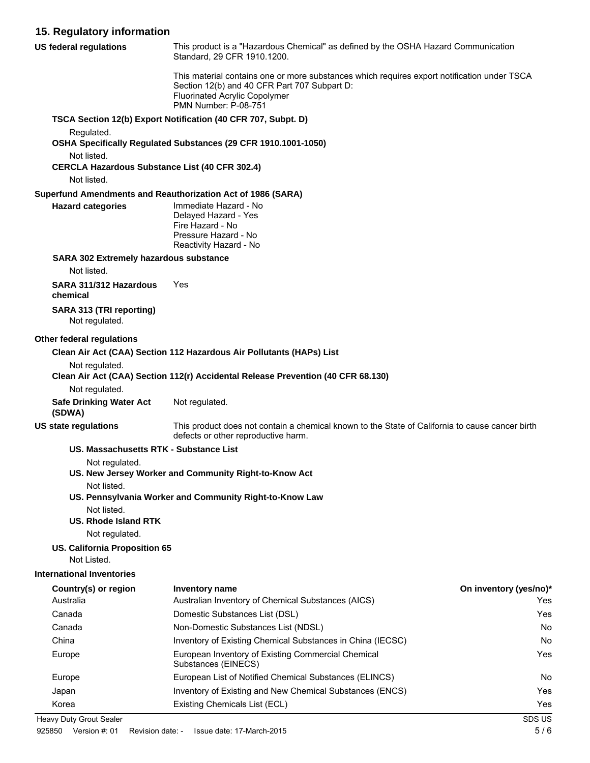## 15. Regulatory information

**US federal regulations**

This product is a "Hazardous Chemical" as defined by the OSHA Hazard Communication Standard, 29 CFR 1910.1200.

This material contains one or more substances which requires export notification under TSCA Section 12(b) and 40 CFR Part 707 Subpart D:
Fluorinated Acrylic Copolymer
PMN Number: P-08-751

**TSCA Section 12(b) Export Notification (40 CFR 707, Subpt. D)**

Regulated.

**OSHA Specifically Regulated Substances (29 CFR 1910.1001-1050)**

Not listed.

**CERCLA Hazardous Substance List (40 CFR 302.4)**

Not listed.

**Superfund Amendments and Reauthorization Act of 1986 (SARA)**

**Hazard categories**

Immediate Hazard - No
Delayed Hazard - Yes
Fire Hazard - No
Pressure Hazard - No
Reactivity Hazard - No

**SARA 302 Extremely hazardous substance**

Not listed.

**SARA 311/312 Hazardous chemical** Yes

**SARA 313 (TRI reporting)**

Not regulated.

**Other federal regulations**

**Clean Air Act (CAA) Section 112 Hazardous Air Pollutants (HAPs) List**

Not regulated.

**Clean Air Act (CAA) Section 112(r) Accidental Release Prevention (40 CFR 68.130)**

Not regulated.

**Safe Drinking Water Act (SDWA)** Not regulated.

**US state regulations**

This product does not contain a chemical known to the State of California to cause cancer birth defects or other reproductive harm.

**US. Massachusetts RTK - Substance List**

Not regulated.

**US. New Jersey Worker and Community Right-to-Know Act**

Not listed.

**US. Pennsylvania Worker and Community Right-to-Know Law**

Not listed.

**US. Rhode Island RTK**

Not regulated.

**US. California Proposition 65**

Not Listed.

**International Inventories**

| Country(s) or region | Inventory name | On inventory (yes/no)* |
|---|---|---|
| Australia | Australian Inventory of Chemical Substances (AICS) | Yes |
| Canada | Domestic Substances List (DSL) | Yes |
| Canada | Non-Domestic Substances List (NDSL) | No |
| China | Inventory of Existing Chemical Substances in China (IECSC) | No |
| Europe | European Inventory of Existing Commercial Chemical Substances (EINECS) | Yes |
| Europe | European List of Notified Chemical Substances (ELINCS) | No |
| Japan | Inventory of Existing and New Chemical Substances (ENCS) | Yes |
| Korea | Existing Chemicals List (ECL) | Yes |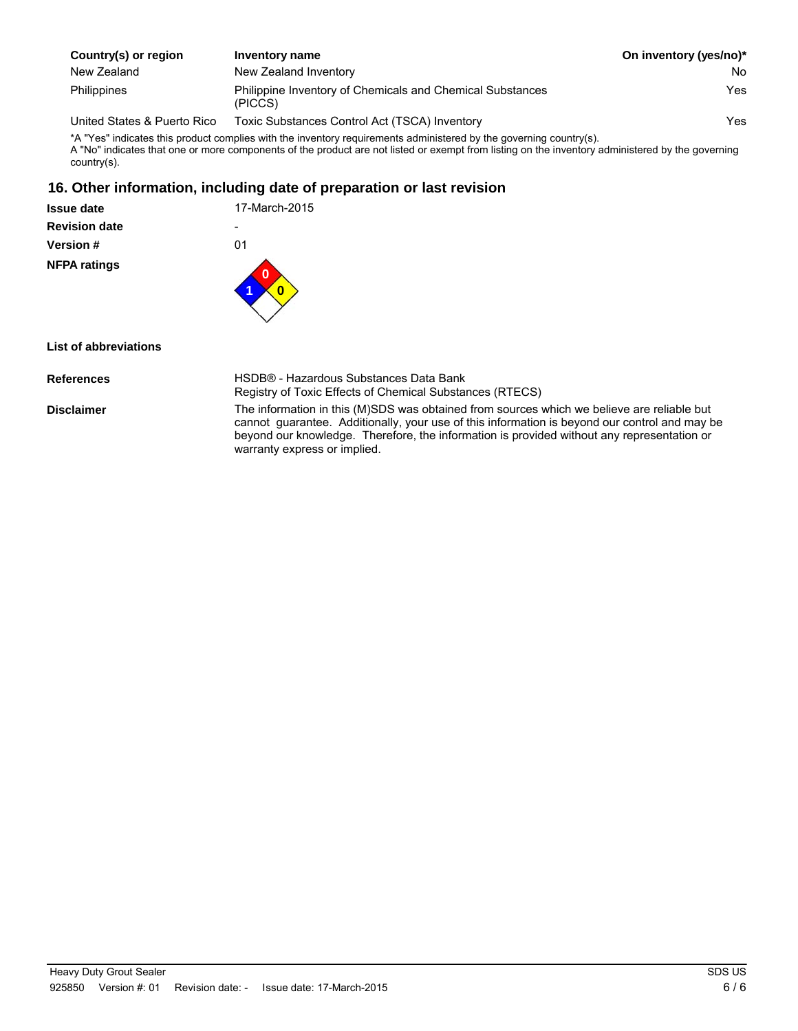| Country(s) or region | Inventory name | On inventory (yes/no)* |
|---|---|---|
| New Zealand | New Zealand Inventory | No |
| Philippines | Philippine Inventory of Chemicals and Chemical Substances (PICCS) | Yes |
| United States & Puerto Rico | Toxic Substances Control Act (TSCA) Inventory | Yes |

*A "Yes" indicates this product complies with the inventory requirements administered by the governing country(s).
A "No" indicates that one or more components of the product are not listed or exempt from listing on the inventory administered by the governing country(s).

## 16. Other information, including date of preparation or last revision

**Issue date** 17-March-2015

**Revision date** -

**Version #** 01

**NFPA ratings**

0

1 0

**List of abbreviations**

**References** HSDB® - Hazardous Substances Data Bank
Registry of Toxic Effects of Chemical Substances (RTECS)

**Disclaimer** The information in this (M)SDS was obtained from sources which we believe are reliable but cannot guarantee. Additionally, your use of this information is beyond our control and may be beyond our knowledge. Therefore, the information is provided without any representation or warranty express or implied.